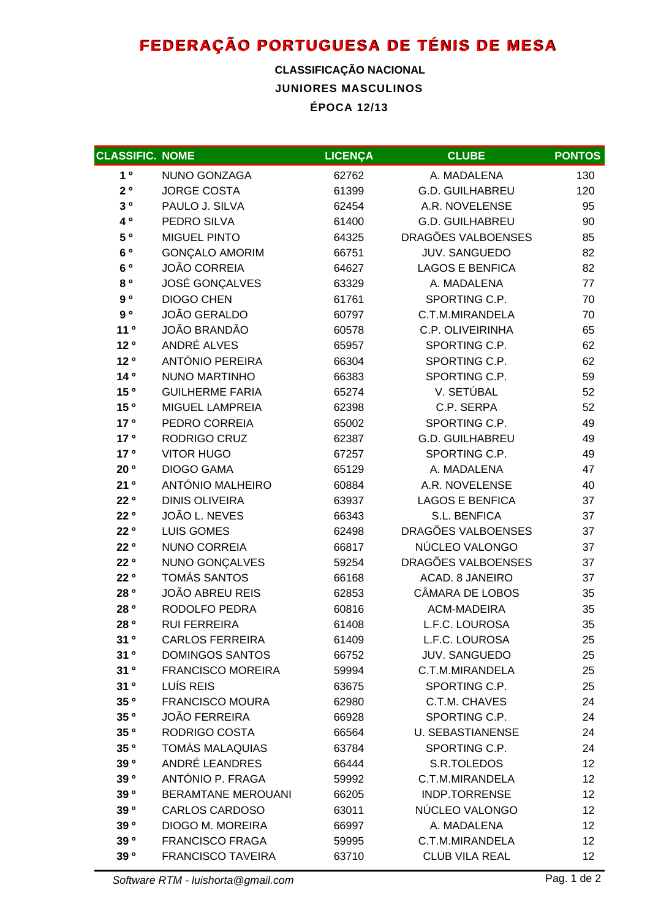# FEDERAÇÃO PORTUGUESA DE TÉNIS DE MESA

**CLASSIFICAÇÃO NACIONAL**

**JUNIORES MASCULINOS**

**ÉPOCA 12/13**

| CLASSIFIC. | NOME | LICENÇA | CLUBE | PONTOS |
|---|---|---|---|---|
| 1 º | NUNO GONZAGA | 62762 | A. MADALENA | 130 |
| 2 º | JORGE COSTA | 61399 | G.D. GUILHABREU | 120 |
| 3 º | PAULO J. SILVA | 62454 | A.R. NOVELENSE | 95 |
| 4 º | PEDRO SILVA | 61400 | G.D. GUILHABREU | 90 |
| 5 º | MIGUEL PINTO | 64325 | DRAGÕES VALBOENSES | 85 |
| 6 º | GONÇALO AMORIM | 66751 | JUV. SANGUEDO | 82 |
| 6 º | JOÃO CORREIA | 64627 | LAGOS E BENFICA | 82 |
| 8 º | JOSÉ GONÇALVES | 63329 | A. MADALENA | 77 |
| 9 º | DIOGO CHEN | 61761 | SPORTING C.P. | 70 |
| 9 º | JOÃO GERALDO | 60797 | C.T.M.MIRANDELA | 70 |
| 11 º | JOÃO BRANDÃO | 60578 | C.P. OLIVEIRINHA | 65 |
| 12 º | ANDRÉ ALVES | 65957 | SPORTING C.P. | 62 |
| 12 º | ANTÓNIO PEREIRA | 66304 | SPORTING C.P. | 62 |
| 14 º | NUNO MARTINHO | 66383 | SPORTING C.P. | 59 |
| 15 º | GUILHERME FARIA | 65274 | V. SETÚBAL | 52 |
| 15 º | MIGUEL LAMPREIA | 62398 | C.P. SERPA | 52 |
| 17 º | PEDRO CORREIA | 65002 | SPORTING C.P. | 49 |
| 17 º | RODRIGO CRUZ | 62387 | G.D. GUILHABREU | 49 |
| 17 º | VITOR HUGO | 67257 | SPORTING C.P. | 49 |
| 20 º | DIOGO GAMA | 65129 | A. MADALENA | 47 |
| 21 º | ANTÓNIO MALHEIRO | 60884 | A.R. NOVELENSE | 40 |
| 22 º | DINIS OLIVEIRA | 63937 | LAGOS E BENFICA | 37 |
| 22 º | JOÃO L. NEVES | 66343 | S.L. BENFICA | 37 |
| 22 º | LUIS GOMES | 62498 | DRAGÕES VALBOENSES | 37 |
| 22 º | NUNO CORREIA | 66817 | NÚCLEO VALONGO | 37 |
| 22 º | NUNO GONÇALVES | 59254 | DRAGÕES VALBOENSES | 37 |
| 22 º | TOMÁS SANTOS | 66168 | ACAD. 8 JANEIRO | 37 |
| 28 º | JOÃO ABREU REIS | 62853 | CÂMARA DE LOBOS | 35 |
| 28 º | RODOLFO PEDRA | 60816 | ACM-MADEIRA | 35 |
| 28 º | RUI FERREIRA | 61408 | L.F.C. LOUROSA | 35 |
| 31 º | CARLOS FERREIRA | 61409 | L.F.C. LOUROSA | 25 |
| 31 º | DOMINGOS SANTOS | 66752 | JUV. SANGUEDO | 25 |
| 31 º | FRANCISCO MOREIRA | 59994 | C.T.M.MIRANDELA | 25 |
| 31 º | LUÍS REIS | 63675 | SPORTING C.P. | 25 |
| 35 º | FRANCISCO MOURA | 62980 | C.T.M. CHAVES | 24 |
| 35 º | JOÃO FERREIRA | 66928 | SPORTING C.P. | 24 |
| 35 º | RODRIGO COSTA | 66564 | U. SEBASTIANENSE | 24 |
| 35 º | TOMÁS MALAQUIAS | 63784 | SPORTING C.P. | 24 |
| 39 º | ANDRÉ LEANDRES | 66444 | S.R.TOLEDOS | 12 |
| 39 º | ANTÓNIO P. FRAGA | 59992 | C.T.M.MIRANDELA | 12 |
| 39 º | BERAMTANE MEROUANI | 66205 | INDP.TORRENSE | 12 |
| 39 º | CARLOS CARDOSO | 63011 | NÚCLEO VALONGO | 12 |
| 39 º | DIOGO M. MOREIRA | 66997 | A. MADALENA | 12 |
| 39 º | FRANCISCO FRAGA | 59995 | C.T.M.MIRANDELA | 12 |
| 39 º | FRANCISCO TAVEIRA | 63710 | CLUB VILA REAL | 12 |

*Software RTM - luishorta@gmail.com*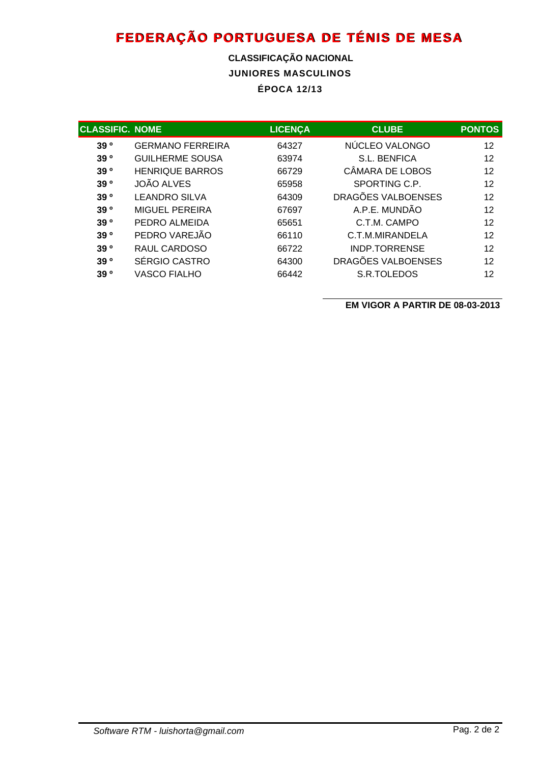# FEDERAÇÃO PORTUGUESA DE TÉNIS DE MESA

**CLASSIFICAÇÃO NACIONAL**

**JUNIORES MASCULINOS**

**ÉPOCA 12/13**

| CLASSIFIC. | NOME | LICENÇA | CLUBE | PONTOS |
|---|---|---|---|---|
| **39 º** | GERMANO FERREIRA | 64327 | NÚCLEO VALONGO | 12 |
| **39 º** | GUILHERME SOUSA | 63974 | S.L. BENFICA | 12 |
| **39 º** | HENRIQUE BARROS | 66729 | CÂMARA DE LOBOS | 12 |
| **39 º** | JOÃO ALVES | 65958 | SPORTING C.P. | 12 |
| **39 º** | LEANDRO SILVA | 64309 | DRAGÕES VALBOENSES | 12 |
| **39 º** | MIGUEL PEREIRA | 67697 | A.P.E. MUNDÃO | 12 |
| **39 º** | PEDRO ALMEIDA | 65651 | C.T.M. CAMPO | 12 |
| **39 º** | PEDRO VAREJÃO | 66110 | C.T.M.MIRANDELA | 12 |
| **39 º** | RAUL CARDOSO | 66722 | INDP.TORRENSE | 12 |
| **39 º** | SÉRGIO CASTRO | 64300 | DRAGÕES VALBOENSES | 12 |
| **39 º** | VASCO FIALHO | 66442 | S.R.TOLEDOS | 12 |

**EM VIGOR A PARTIR DE 08-03-2013**

*Software RTM - luishorta@gmail.com*